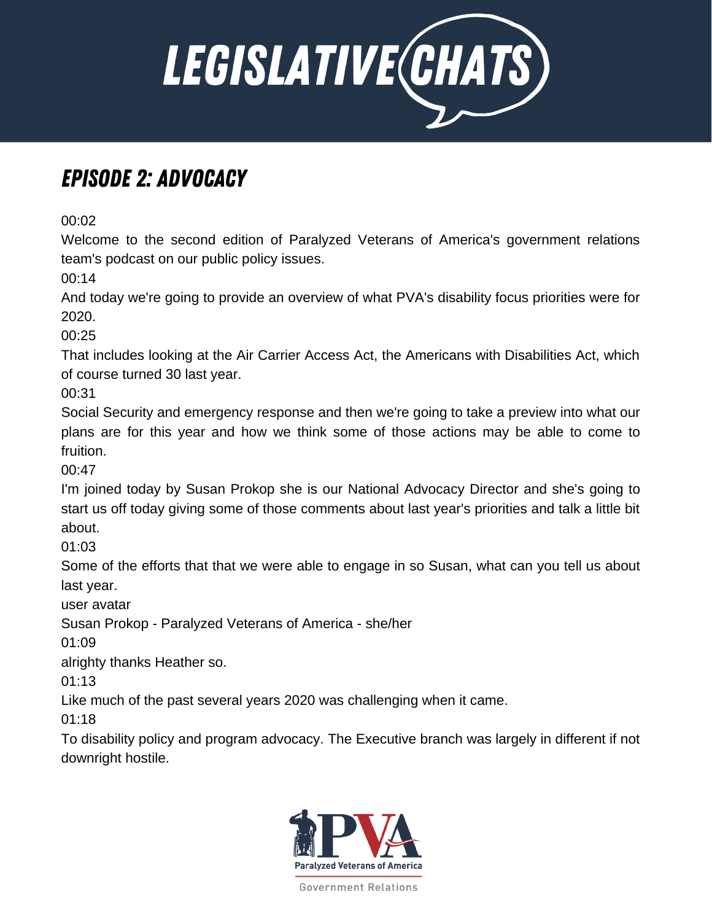# LEGISLATIVE CHATS

## EPISODE 2: ADVOCACY

00:02

Welcome to the second edition of Paralyzed Veterans of America's government relations team's podcast on our public policy issues.

00:14

And today we're going to provide an overview of what PVA's disability focus priorities were for 2020.

00:25

That includes looking at the Air Carrier Access Act, the Americans with Disabilities Act, which of course turned 30 last year.

00:31

Social Security and emergency response and then we're going to take a preview into what our plans are for this year and how we think some of those actions may be able to come to fruition.

00:47

I'm joined today by Susan Prokop she is our National Advocacy Director and she's going to start us off today giving some of those comments about last year's priorities and talk a little bit about.

01:03

Some of the efforts that that we were able to engage in so Susan, what can you tell us about last year.

user avatar

Susan Prokop - Paralyzed Veterans of America - she/her

01:09

alrighty thanks Heather so.

01:13

Like much of the past several years 2020 was challenging when it came.

01:18

To disability policy and program advocacy. The Executive branch was largely in different if not downright hostile.

Paralyzed Veterans of America

Government Relations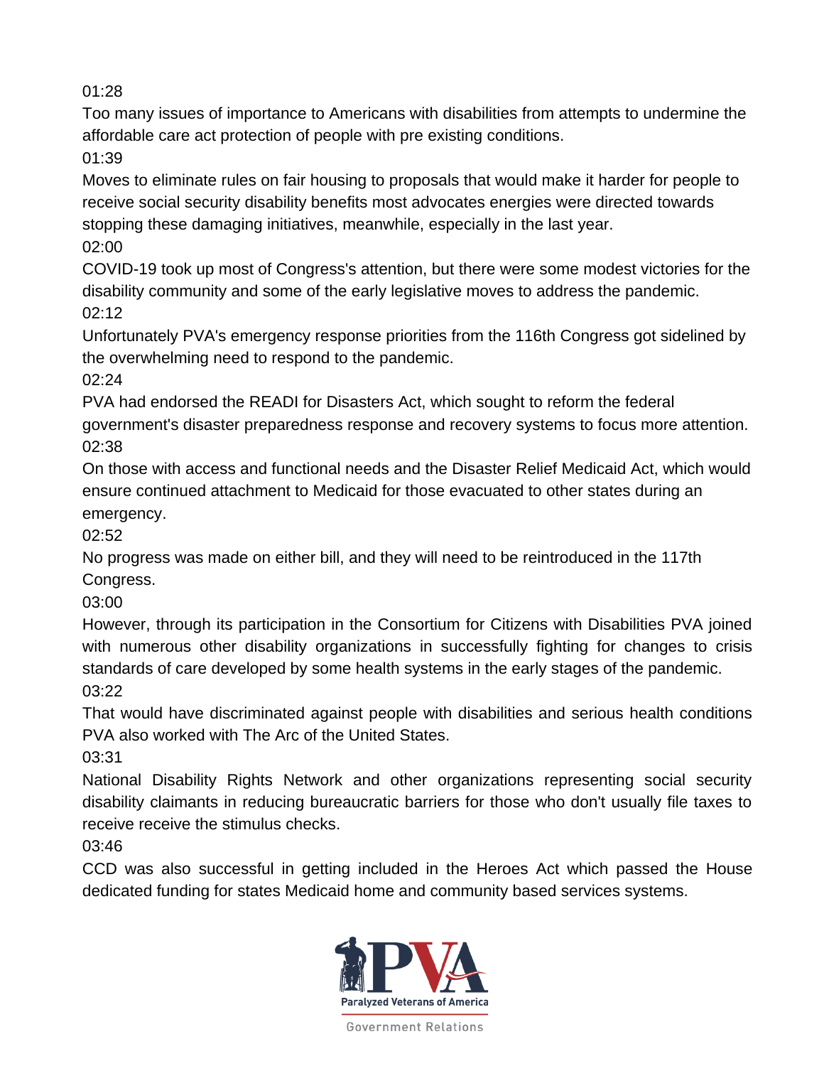01:28

Too many issues of importance to Americans with disabilities from attempts to undermine the affordable care act protection of people with pre existing conditions.

01:39

Moves to eliminate rules on fair housing to proposals that would make it harder for people to receive social security disability benefits most advocates energies were directed towards stopping these damaging initiatives, meanwhile, especially in the last year.

02:00

COVID-19 took up most of Congress's attention, but there were some modest victories for the disability community and some of the early legislative moves to address the pandemic.

02:12

Unfortunately PVA's emergency response priorities from the 116th Congress got sidelined by the overwhelming need to respond to the pandemic.

02:24

PVA had endorsed the READI for Disasters Act, which sought to reform the federal government's disaster preparedness response and recovery systems to focus more attention.

02:38

On those with access and functional needs and the Disaster Relief Medicaid Act, which would ensure continued attachment to Medicaid for those evacuated to other states during an emergency.

02:52

No progress was made on either bill, and they will need to be reintroduced in the 117th Congress.

03:00

However, through its participation in the Consortium for Citizens with Disabilities PVA joined with numerous other disability organizations in successfully fighting for changes to crisis standards of care developed by some health systems in the early stages of the pandemic.

03:22

That would have discriminated against people with disabilities and serious health conditions PVA also worked with The Arc of the United States.

03:31

National Disability Rights Network and other organizations representing social security disability claimants in reducing bureaucratic barriers for those who don't usually file taxes to receive receive the stimulus checks.

03:46

CCD was also successful in getting included in the Heroes Act which passed the House dedicated funding for states Medicaid home and community based services systems.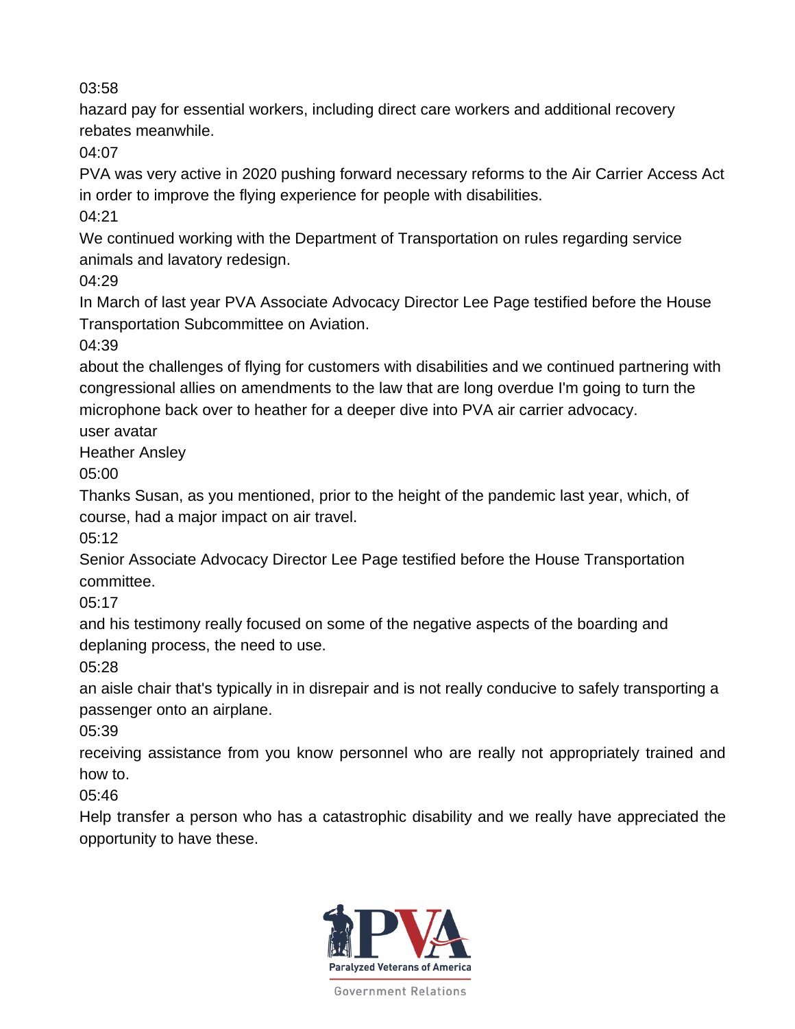03:58

hazard pay for essential workers, including direct care workers and additional recovery rebates meanwhile.

04:07

PVA was very active in 2020 pushing forward necessary reforms to the Air Carrier Access Act in order to improve the flying experience for people with disabilities.

04:21

We continued working with the Department of Transportation on rules regarding service animals and lavatory redesign.

04:29

In March of last year PVA Associate Advocacy Director Lee Page testified before the House Transportation Subcommittee on Aviation.

04:39

about the challenges of flying for customers with disabilities and we continued partnering with congressional allies on amendments to the law that are long overdue I'm going to turn the microphone back over to heather for a deeper dive into PVA air carrier advocacy.

user avatar

Heather Ansley

05:00

Thanks Susan, as you mentioned, prior to the height of the pandemic last year, which, of course, had a major impact on air travel.

05:12

Senior Associate Advocacy Director Lee Page testified before the House Transportation committee.

05:17

and his testimony really focused on some of the negative aspects of the boarding and deplaning process, the need to use.

05:28

an aisle chair that's typically in in disrepair and is not really conducive to safely transporting a passenger onto an airplane.

05:39

receiving assistance from you know personnel who are really not appropriately trained and how to.

05:46

Help transfer a person who has a catastrophic disability and we really have appreciated the opportunity to have these.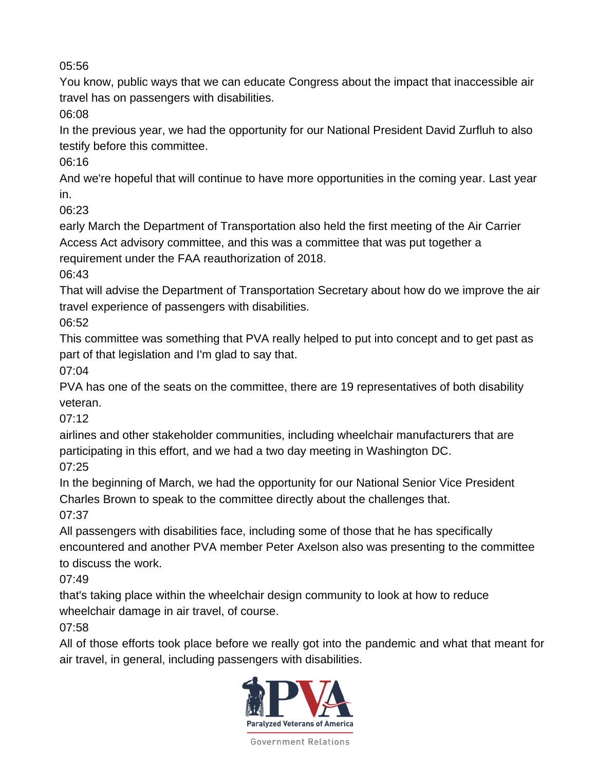05:56

You know, public ways that we can educate Congress about the impact that inaccessible air travel has on passengers with disabilities.

06:08

In the previous year, we had the opportunity for our National President David Zurfluh to also testify before this committee.

06:16

And we're hopeful that will continue to have more opportunities in the coming year. Last year in.

06:23

early March the Department of Transportation also held the first meeting of the Air Carrier Access Act advisory committee, and this was a committee that was put together a requirement under the FAA reauthorization of 2018.

06:43

That will advise the Department of Transportation Secretary about how do we improve the air travel experience of passengers with disabilities.

06:52

This committee was something that PVA really helped to put into concept and to get past as part of that legislation and I'm glad to say that.

07:04

PVA has one of the seats on the committee, there are 19 representatives of both disability veteran.

07:12

airlines and other stakeholder communities, including wheelchair manufacturers that are participating in this effort, and we had a two day meeting in Washington DC.

07:25

In the beginning of March, we had the opportunity for our National Senior Vice President Charles Brown to speak to the committee directly about the challenges that.

07:37

All passengers with disabilities face, including some of those that he has specifically encountered and another PVA member Peter Axelson also was presenting to the committee to discuss the work.

07:49

that's taking place within the wheelchair design community to look at how to reduce wheelchair damage in air travel, of course.

07:58

All of those efforts took place before we really got into the pandemic and what that meant for air travel, in general, including passengers with disabilities.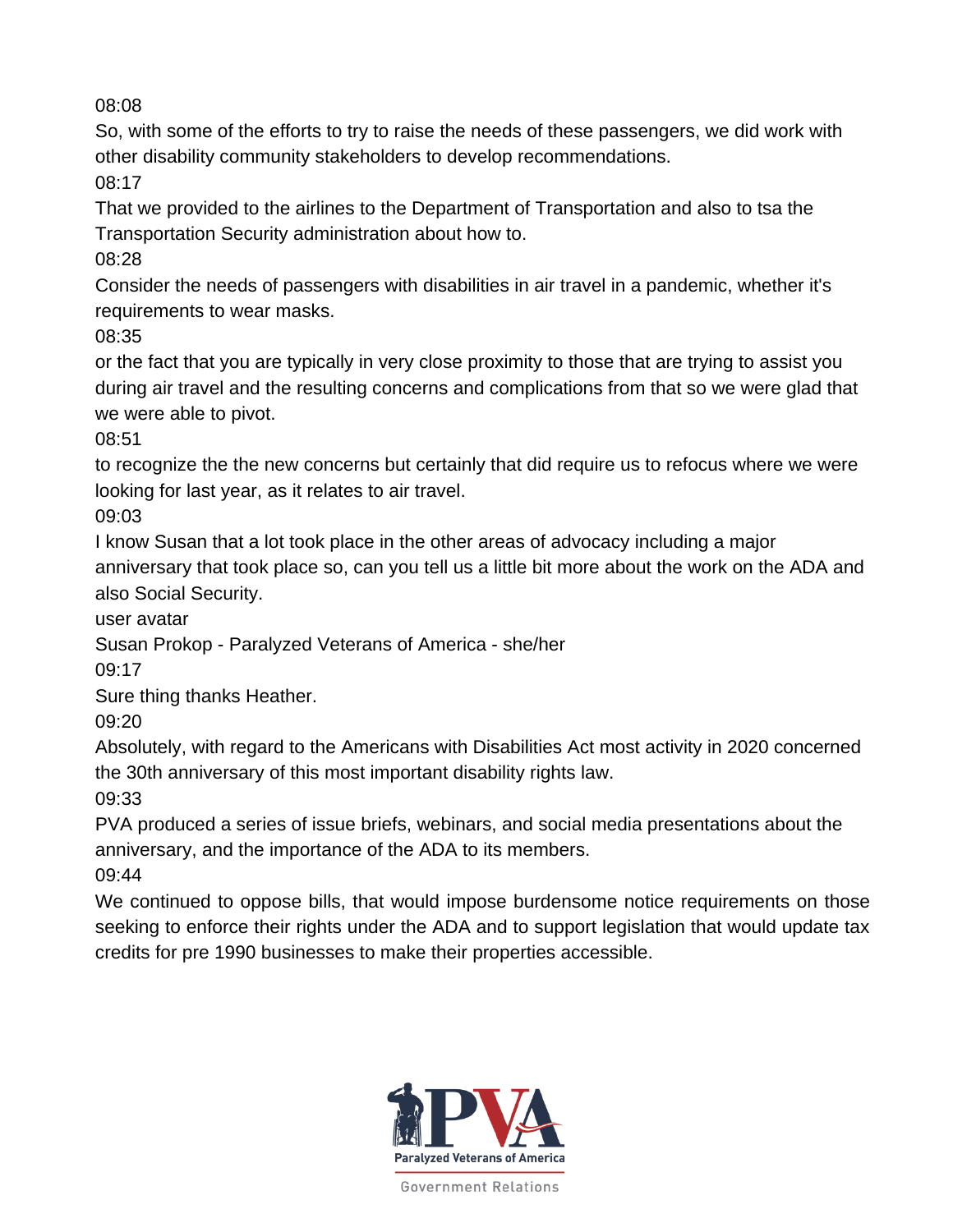08:08

So, with some of the efforts to try to raise the needs of these passengers, we did work with other disability community stakeholders to develop recommendations.

08:17

That we provided to the airlines to the Department of Transportation and also to tsa the Transportation Security administration about how to.

08:28

Consider the needs of passengers with disabilities in air travel in a pandemic, whether it's requirements to wear masks.

08:35

or the fact that you are typically in very close proximity to those that are trying to assist you during air travel and the resulting concerns and complications from that so we were glad that we were able to pivot.

08:51

to recognize the the new concerns but certainly that did require us to refocus where we were looking for last year, as it relates to air travel.

09:03

I know Susan that a lot took place in the other areas of advocacy including a major anniversary that took place so, can you tell us a little bit more about the work on the ADA and also Social Security.

user avatar

Susan Prokop - Paralyzed Veterans of America - she/her

09:17

Sure thing thanks Heather.

09:20

Absolutely, with regard to the Americans with Disabilities Act most activity in 2020 concerned the 30th anniversary of this most important disability rights law.

09:33

PVA produced a series of issue briefs, webinars, and social media presentations about the anniversary, and the importance of the ADA to its members.

09:44

We continued to oppose bills, that would impose burdensome notice requirements on those seeking to enforce their rights under the ADA and to support legislation that would update tax credits for pre 1990 businesses to make their properties accessible.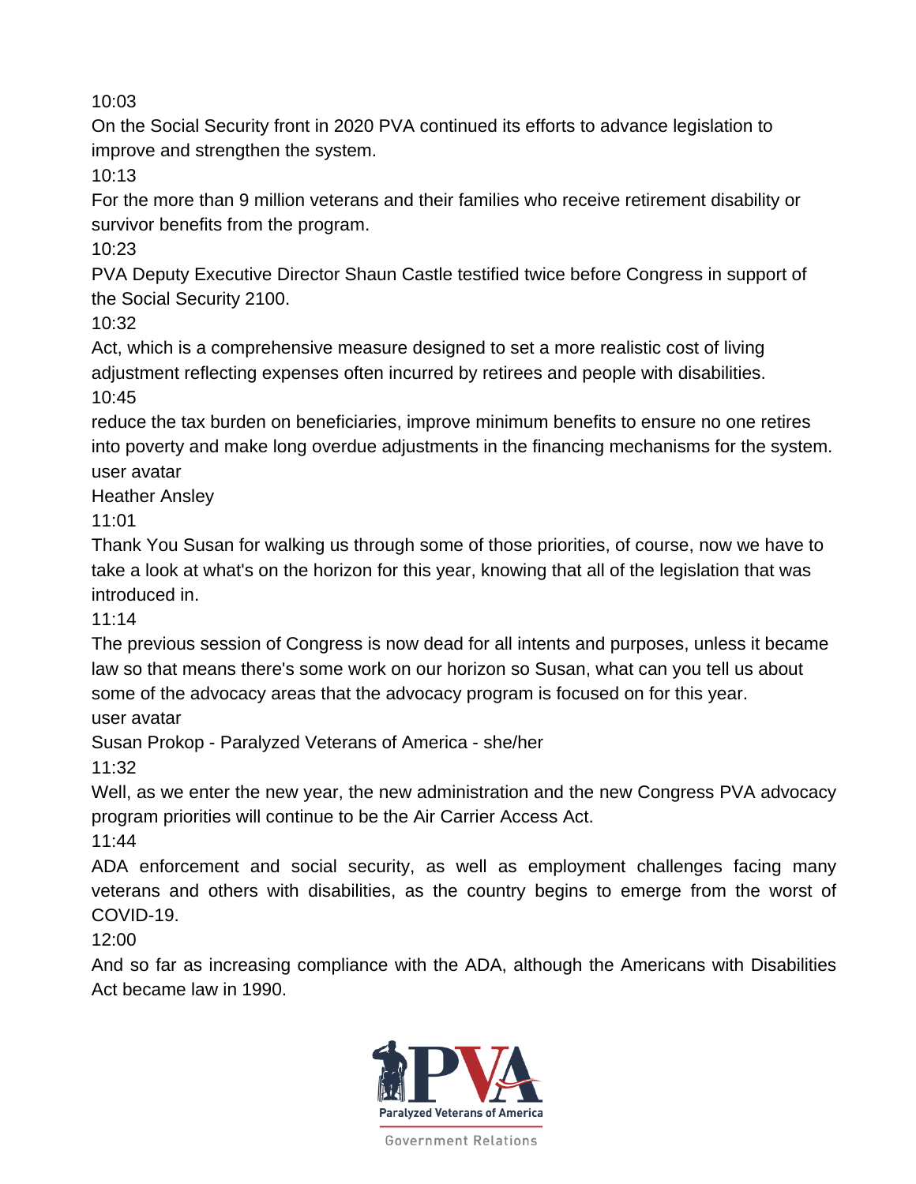10:03

On the Social Security front in 2020 PVA continued its efforts to advance legislation to improve and strengthen the system.

10:13

For the more than 9 million veterans and their families who receive retirement disability or survivor benefits from the program.

10:23

PVA Deputy Executive Director Shaun Castle testified twice before Congress in support of the Social Security 2100.

10:32

Act, which is a comprehensive measure designed to set a more realistic cost of living adjustment reflecting expenses often incurred by retirees and people with disabilities.

10:45

reduce the tax burden on beneficiaries, improve minimum benefits to ensure no one retires into poverty and make long overdue adjustments in the financing mechanisms for the system.

user avatar

Heather Ansley

11:01

Thank You Susan for walking us through some of those priorities, of course, now we have to take a look at what's on the horizon for this year, knowing that all of the legislation that was introduced in.

11:14

The previous session of Congress is now dead for all intents and purposes, unless it became law so that means there's some work on our horizon so Susan, what can you tell us about some of the advocacy areas that the advocacy program is focused on for this year.

user avatar

Susan Prokop - Paralyzed Veterans of America - she/her

11:32

Well, as we enter the new year, the new administration and the new Congress PVA advocacy program priorities will continue to be the Air Carrier Access Act.

11:44

ADA enforcement and social security, as well as employment challenges facing many veterans and others with disabilities, as the country begins to emerge from the worst of COVID-19.

12:00

And so far as increasing compliance with the ADA, although the Americans with Disabilities Act became law in 1990.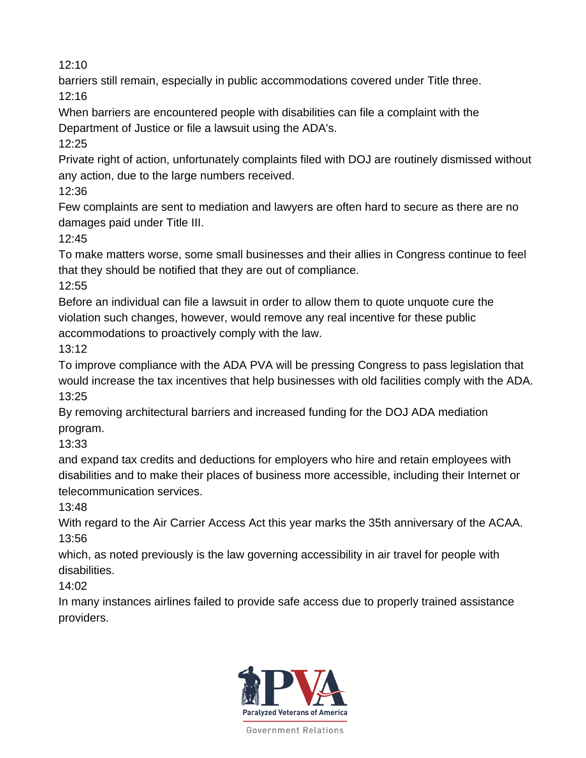12:10

barriers still remain, especially in public accommodations covered under Title three.

12:16

When barriers are encountered people with disabilities can file a complaint with the Department of Justice or file a lawsuit using the ADA's.

12:25

Private right of action, unfortunately complaints filed with DOJ are routinely dismissed without any action, due to the large numbers received.

12:36

Few complaints are sent to mediation and lawyers are often hard to secure as there are no damages paid under Title III.

12:45

To make matters worse, some small businesses and their allies in Congress continue to feel that they should be notified that they are out of compliance.

12:55

Before an individual can file a lawsuit in order to allow them to quote unquote cure the violation such changes, however, would remove any real incentive for these public accommodations to proactively comply with the law.

13:12

To improve compliance with the ADA PVA will be pressing Congress to pass legislation that would increase the tax incentives that help businesses with old facilities comply with the ADA.

13:25

By removing architectural barriers and increased funding for the DOJ ADA mediation program.

13:33

and expand tax credits and deductions for employers who hire and retain employees with disabilities and to make their places of business more accessible, including their Internet or telecommunication services.

13:48

With regard to the Air Carrier Access Act this year marks the 35th anniversary of the ACAA.

13:56

which, as noted previously is the law governing accessibility in air travel for people with disabilities.

14:02

In many instances airlines failed to provide safe access due to properly trained assistance providers.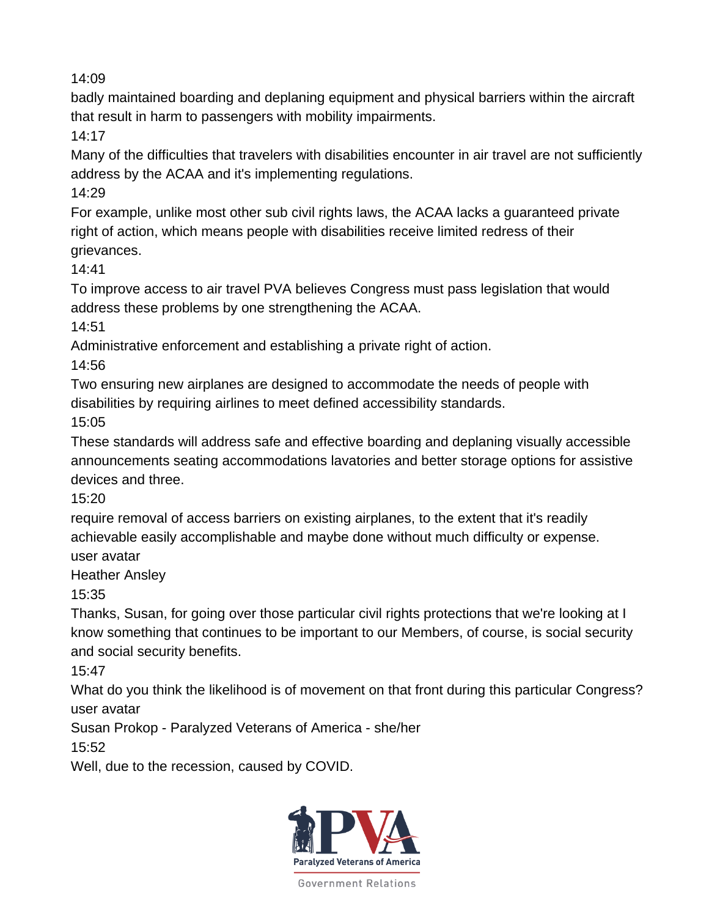14:09

badly maintained boarding and deplaning equipment and physical barriers within the aircraft that result in harm to passengers with mobility impairments.

14:17

Many of the difficulties that travelers with disabilities encounter in air travel are not sufficiently address by the ACAA and it's implementing regulations.

14:29

For example, unlike most other sub civil rights laws, the ACAA lacks a guaranteed private right of action, which means people with disabilities receive limited redress of their grievances.

14:41

To improve access to air travel PVA believes Congress must pass legislation that would address these problems by one strengthening the ACAA.

14:51

Administrative enforcement and establishing a private right of action.

14:56

Two ensuring new airplanes are designed to accommodate the needs of people with disabilities by requiring airlines to meet defined accessibility standards.

15:05

These standards will address safe and effective boarding and deplaning visually accessible announcements seating accommodations lavatories and better storage options for assistive devices and three.

15:20

require removal of access barriers on existing airplanes, to the extent that it's readily achievable easily accomplishable and maybe done without much difficulty or expense.

user avatar

Heather Ansley

15:35

Thanks, Susan, for going over those particular civil rights protections that we're looking at I know something that continues to be important to our Members, of course, is social security and social security benefits.

15:47

What do you think the likelihood is of movement on that front during this particular Congress?

user avatar

Susan Prokop - Paralyzed Veterans of America - she/her

15:52

Well, due to the recession, caused by COVID.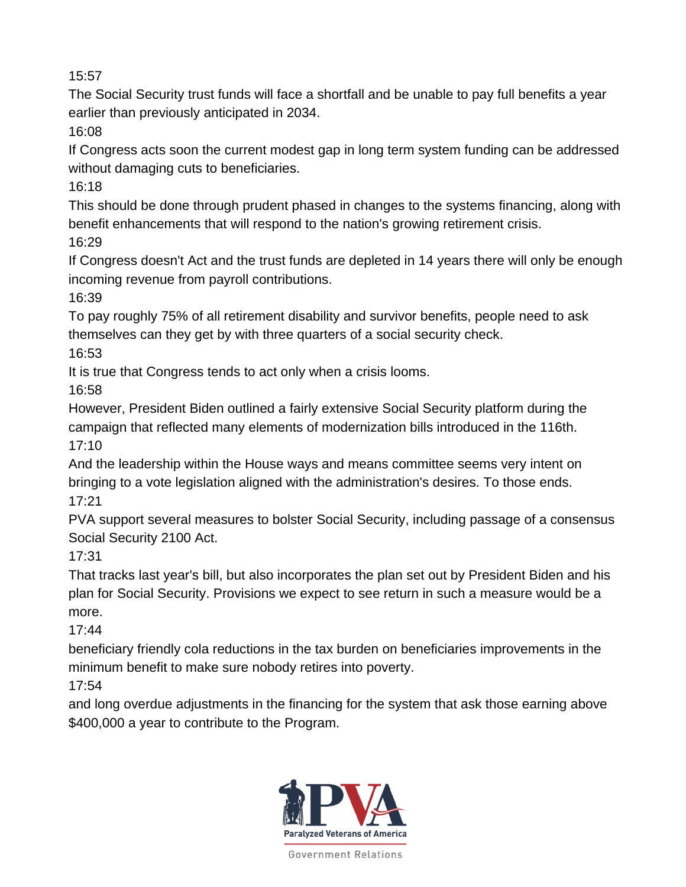15:57

The Social Security trust funds will face a shortfall and be unable to pay full benefits a year earlier than previously anticipated in 2034.

16:08

If Congress acts soon the current modest gap in long term system funding can be addressed without damaging cuts to beneficiaries.

16:18

This should be done through prudent phased in changes to the systems financing, along with benefit enhancements that will respond to the nation's growing retirement crisis.

16:29

If Congress doesn't Act and the trust funds are depleted in 14 years there will only be enough incoming revenue from payroll contributions.

16:39

To pay roughly 75% of all retirement disability and survivor benefits, people need to ask themselves can they get by with three quarters of a social security check.

16:53

It is true that Congress tends to act only when a crisis looms.

16:58

However, President Biden outlined a fairly extensive Social Security platform during the campaign that reflected many elements of modernization bills introduced in the 116th.

17:10

And the leadership within the House ways and means committee seems very intent on bringing to a vote legislation aligned with the administration's desires. To those ends.

17:21

PVA support several measures to bolster Social Security, including passage of a consensus Social Security 2100 Act.

17:31

That tracks last year's bill, but also incorporates the plan set out by President Biden and his plan for Social Security. Provisions we expect to see return in such a measure would be a more.

17:44

beneficiary friendly cola reductions in the tax burden on beneficiaries improvements in the minimum benefit to make sure nobody retires into poverty.

17:54

and long overdue adjustments in the financing for the system that ask those earning above $400,000 a year to contribute to the Program.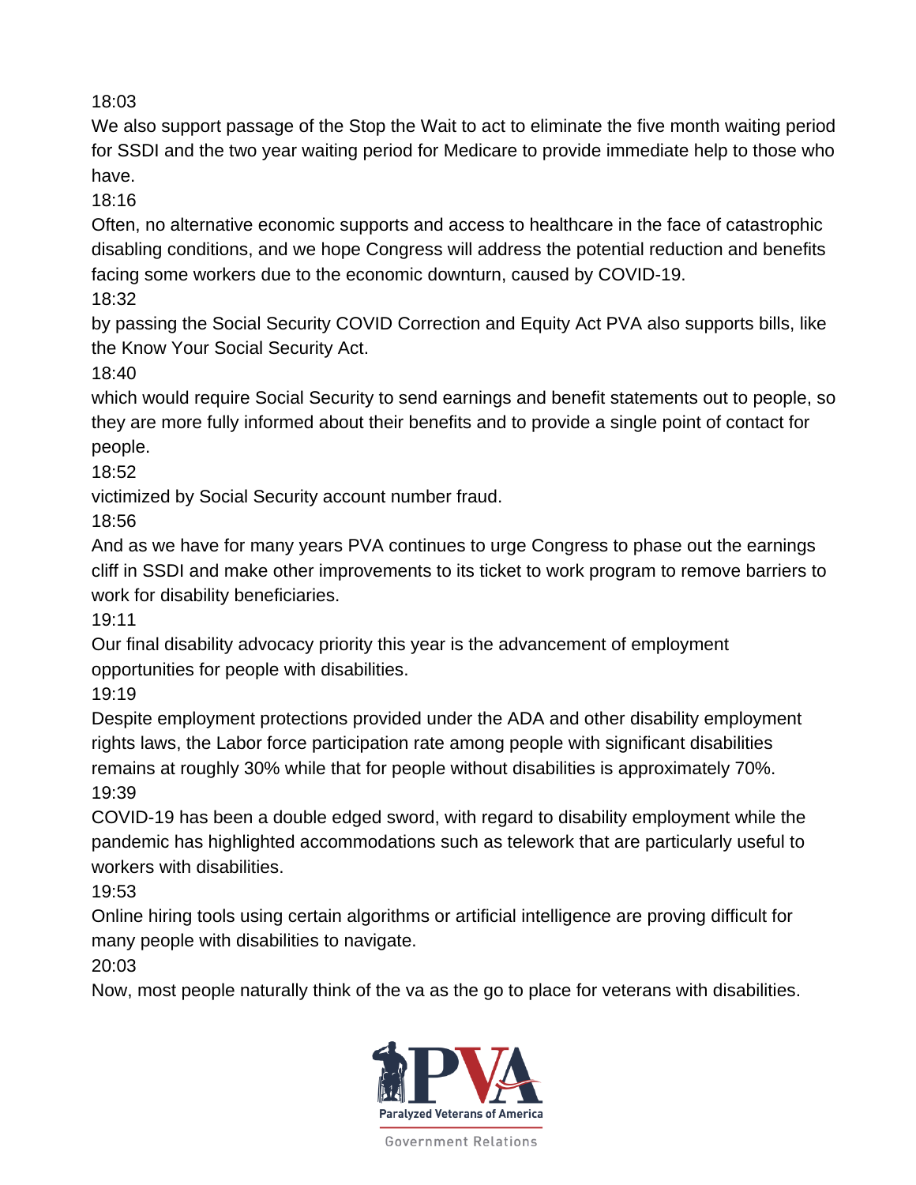18:03

We also support passage of the Stop the Wait to act to eliminate the five month waiting period for SSDI and the two year waiting period for Medicare to provide immediate help to those who have.

18:16

Often, no alternative economic supports and access to healthcare in the face of catastrophic disabling conditions, and we hope Congress will address the potential reduction and benefits facing some workers due to the economic downturn, caused by COVID-19.

18:32

by passing the Social Security COVID Correction and Equity Act PVA also supports bills, like the Know Your Social Security Act.

18:40

which would require Social Security to send earnings and benefit statements out to people, so they are more fully informed about their benefits and to provide a single point of contact for people.

18:52

victimized by Social Security account number fraud.

18:56

And as we have for many years PVA continues to urge Congress to phase out the earnings cliff in SSDI and make other improvements to its ticket to work program to remove barriers to work for disability beneficiaries.

19:11

Our final disability advocacy priority this year is the advancement of employment opportunities for people with disabilities.

19:19

Despite employment protections provided under the ADA and other disability employment rights laws, the Labor force participation rate among people with significant disabilities remains at roughly 30% while that for people without disabilities is approximately 70%.

19:39

COVID-19 has been a double edged sword, with regard to disability employment while the pandemic has highlighted accommodations such as telework that are particularly useful to workers with disabilities.

19:53

Online hiring tools using certain algorithms or artificial intelligence are proving difficult for many people with disabilities to navigate.

20:03

Now, most people naturally think of the va as the go to place for veterans with disabilities.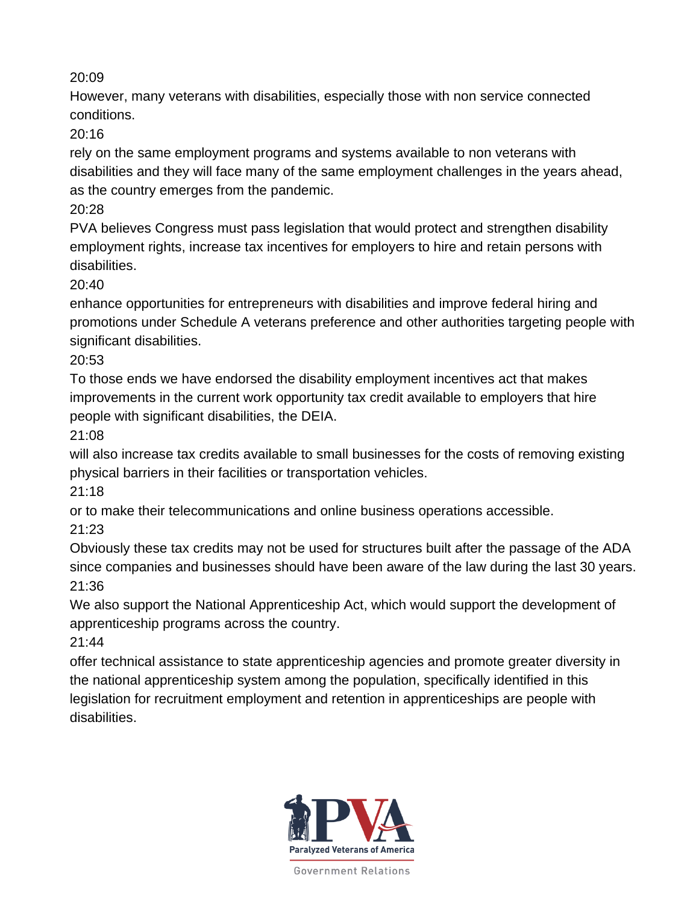20:09

However, many veterans with disabilities, especially those with non service connected conditions.

20:16

rely on the same employment programs and systems available to non veterans with disabilities and they will face many of the same employment challenges in the years ahead, as the country emerges from the pandemic.

20:28

PVA believes Congress must pass legislation that would protect and strengthen disability employment rights, increase tax incentives for employers to hire and retain persons with disabilities.

20:40

enhance opportunities for entrepreneurs with disabilities and improve federal hiring and promotions under Schedule A veterans preference and other authorities targeting people with significant disabilities.

20:53

To those ends we have endorsed the disability employment incentives act that makes improvements in the current work opportunity tax credit available to employers that hire people with significant disabilities, the DEIA.

21:08

will also increase tax credits available to small businesses for the costs of removing existing physical barriers in their facilities or transportation vehicles.

21:18

or to make their telecommunications and online business operations accessible.

21:23

Obviously these tax credits may not be used for structures built after the passage of the ADA since companies and businesses should have been aware of the law during the last 30 years.

21:36

We also support the National Apprenticeship Act, which would support the development of apprenticeship programs across the country.

21:44

offer technical assistance to state apprenticeship agencies and promote greater diversity in the national apprenticeship system among the population, specifically identified in this legislation for recruitment employment and retention in apprenticeships are people with disabilities.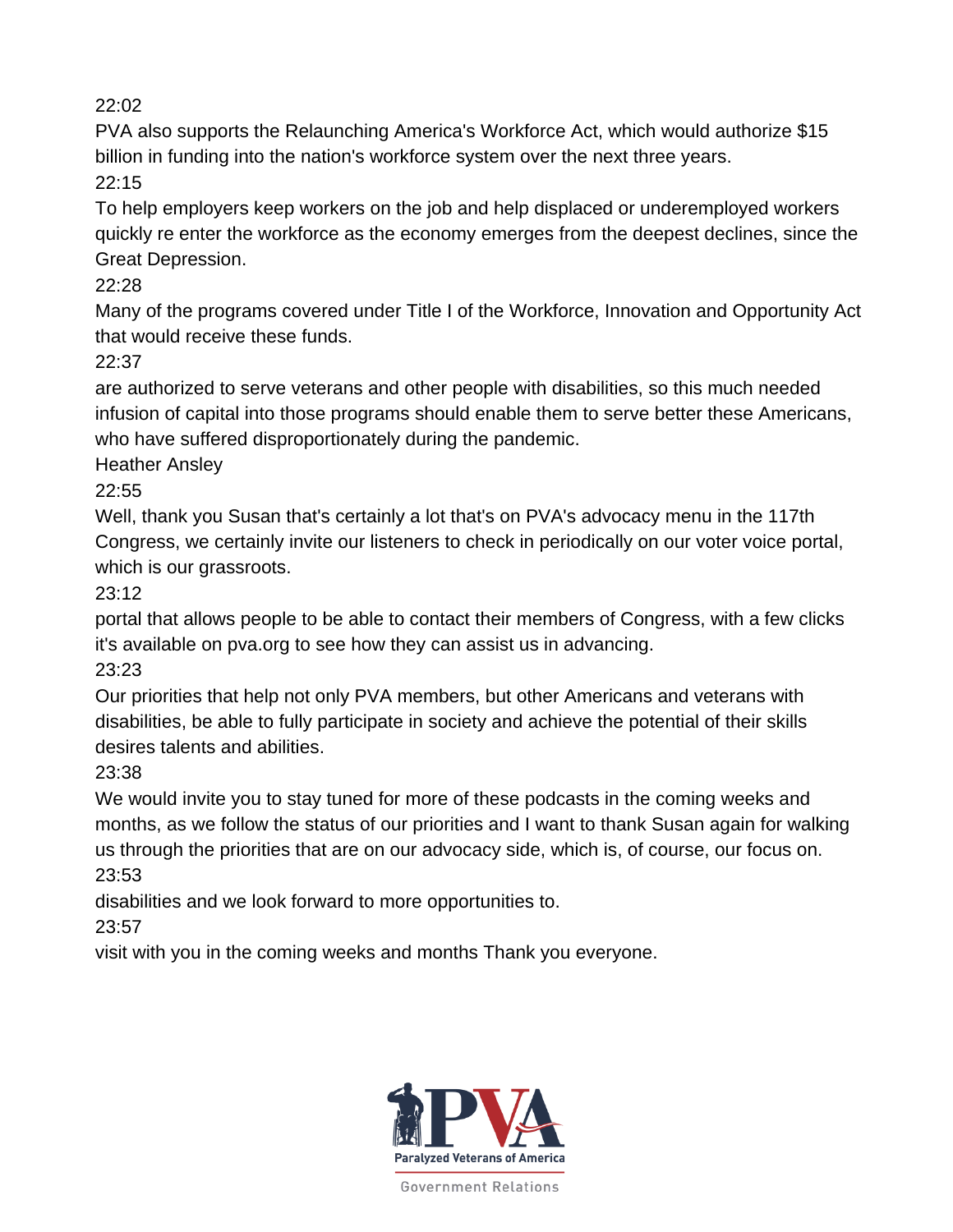22:02

PVA also supports the Relaunching America's Workforce Act, which would authorize $15 billion in funding into the nation's workforce system over the next three years.

22:15

To help employers keep workers on the job and help displaced or underemployed workers quickly re enter the workforce as the economy emerges from the deepest declines, since the Great Depression.

22:28

Many of the programs covered under Title I of the Workforce, Innovation and Opportunity Act that would receive these funds.

22:37

are authorized to serve veterans and other people with disabilities, so this much needed infusion of capital into those programs should enable them to serve better these Americans, who have suffered disproportionately during the pandemic.

Heather Ansley

22:55

Well, thank you Susan that's certainly a lot that's on PVA's advocacy menu in the 117th Congress, we certainly invite our listeners to check in periodically on our voter voice portal, which is our grassroots.

23:12

portal that allows people to be able to contact their members of Congress, with a few clicks it's available on pva.org to see how they can assist us in advancing.

23:23

Our priorities that help not only PVA members, but other Americans and veterans with disabilities, be able to fully participate in society and achieve the potential of their skills desires talents and abilities.

23:38

We would invite you to stay tuned for more of these podcasts in the coming weeks and months, as we follow the status of our priorities and I want to thank Susan again for walking us through the priorities that are on our advocacy side, which is, of course, our focus on.

23:53

disabilities and we look forward to more opportunities to.

23:57

visit with you in the coming weeks and months Thank you everyone.

PVA
Paralyzed Veterans of America
Government Relations